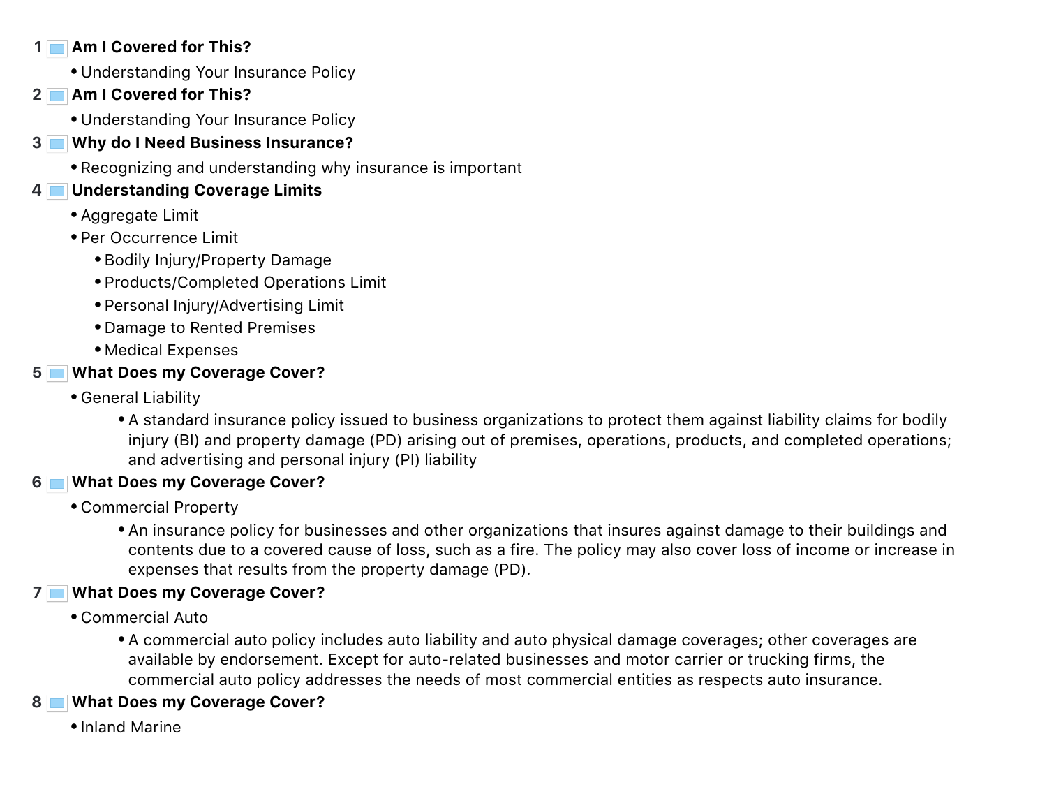1 **Am I Covered for This?**

- Understanding Your Insurance Policy

2 **Am I Covered for This?**

- Understanding Your Insurance Policy

3 **Why do I Need Business Insurance?**

- Recognizing and understanding why insurance is important

4 **Understanding Coverage Limits**

- Aggregate Limit
- Per Occurrence Limit
  - Bodily Injury/Property Damage
  - Products/Completed Operations Limit
  - Personal Injury/Advertising Limit
  - Damage to Rented Premises
  - Medical Expenses

5 **What Does my Coverage Cover?**

- General Liability
  - A standard insurance policy issued to business organizations to protect them against liability claims for bodily injury (BI) and property damage (PD) arising out of premises, operations, products, and completed operations; and advertising and personal injury (PI) liability

6 **What Does my Coverage Cover?**

- Commercial Property
  - An insurance policy for businesses and other organizations that insures against damage to their buildings and contents due to a covered cause of loss, such as a fire. The policy may also cover loss of income or increase in expenses that results from the property damage (PD).

7 **What Does my Coverage Cover?**

- Commercial Auto
  - A commercial auto policy includes auto liability and auto physical damage coverages; other coverages are available by endorsement. Except for auto-related businesses and motor carrier or trucking firms, the commercial auto policy addresses the needs of most commercial entities as respects auto insurance.

8 **What Does my Coverage Cover?**

- Inland Marine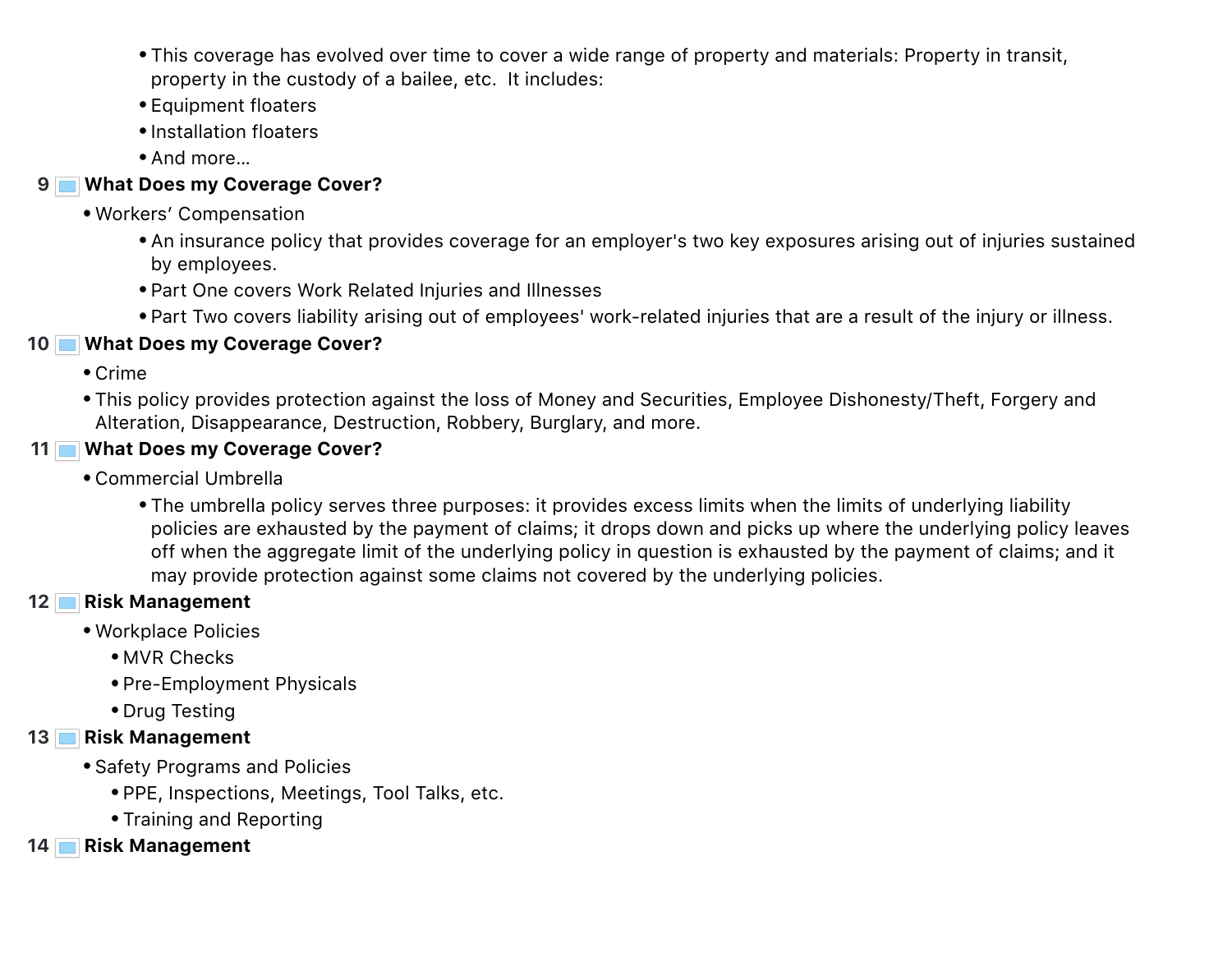- This coverage has evolved over time to cover a wide range of property and materials: Property in transit, property in the custody of a bailee, etc. It includes:
- Equipment floaters
- Installation floaters
- And more…

## 9 What Does my Coverage Cover?

- Workers' Compensation
  - An insurance policy that provides coverage for an employer's two key exposures arising out of injuries sustained by employees.
  - Part One covers Work Related Injuries and Illnesses
  - Part Two covers liability arising out of employees' work-related injuries that are a result of the injury or illness.

## 10 What Does my Coverage Cover?

- Crime
- This policy provides protection against the loss of Money and Securities, Employee Dishonesty/Theft, Forgery and Alteration, Disappearance, Destruction, Robbery, Burglary, and more.

## 11 What Does my Coverage Cover?

- Commercial Umbrella
  - The umbrella policy serves three purposes: it provides excess limits when the limits of underlying liability policies are exhausted by the payment of claims; it drops down and picks up where the underlying policy leaves off when the aggregate limit of the underlying policy in question is exhausted by the payment of claims; and it may provide protection against some claims not covered by the underlying policies.

## 12 Risk Management

- Workplace Policies
  - MVR Checks
  - Pre-Employment Physicals
  - Drug Testing

## 13 Risk Management

- Safety Programs and Policies
  - PPE, Inspections, Meetings, Tool Talks, etc.
  - Training and Reporting

## 14 Risk Management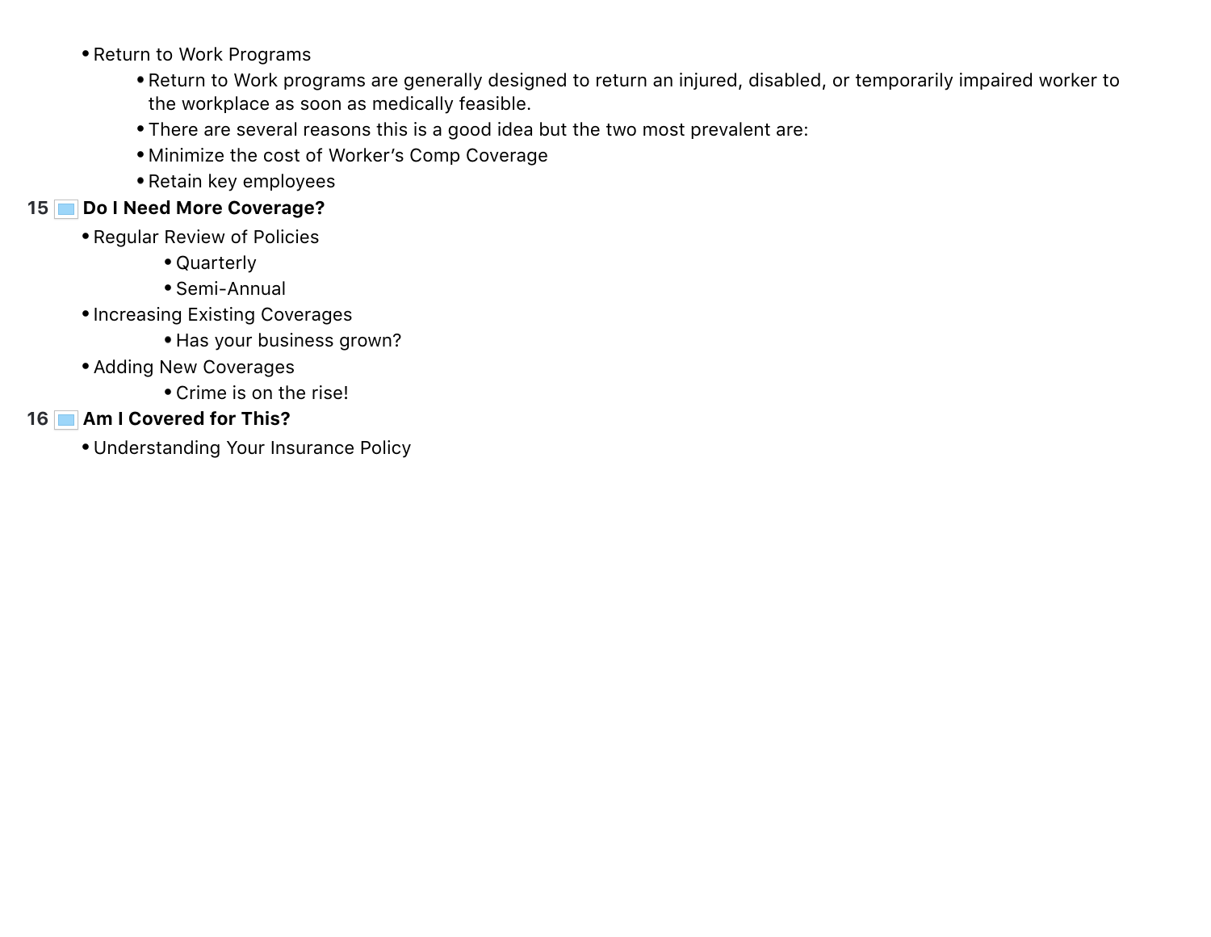- Return to Work Programs
  - Return to Work programs are generally designed to return an injured, disabled, or temporarily impaired worker to the workplace as soon as medically feasible.
  - There are several reasons this is a good idea but the two most prevalent are:
  - Minimize the cost of Worker’s Comp Coverage
  - Retain key employees

## 15 Do I Need More Coverage?

- Regular Review of Policies
    - Quarterly
    - Semi-Annual
- Increasing Existing Coverages
    - Has your business grown?
- Adding New Coverages
    - Crime is on the rise!

## 16 Am I Covered for This?

- Understanding Your Insurance Policy